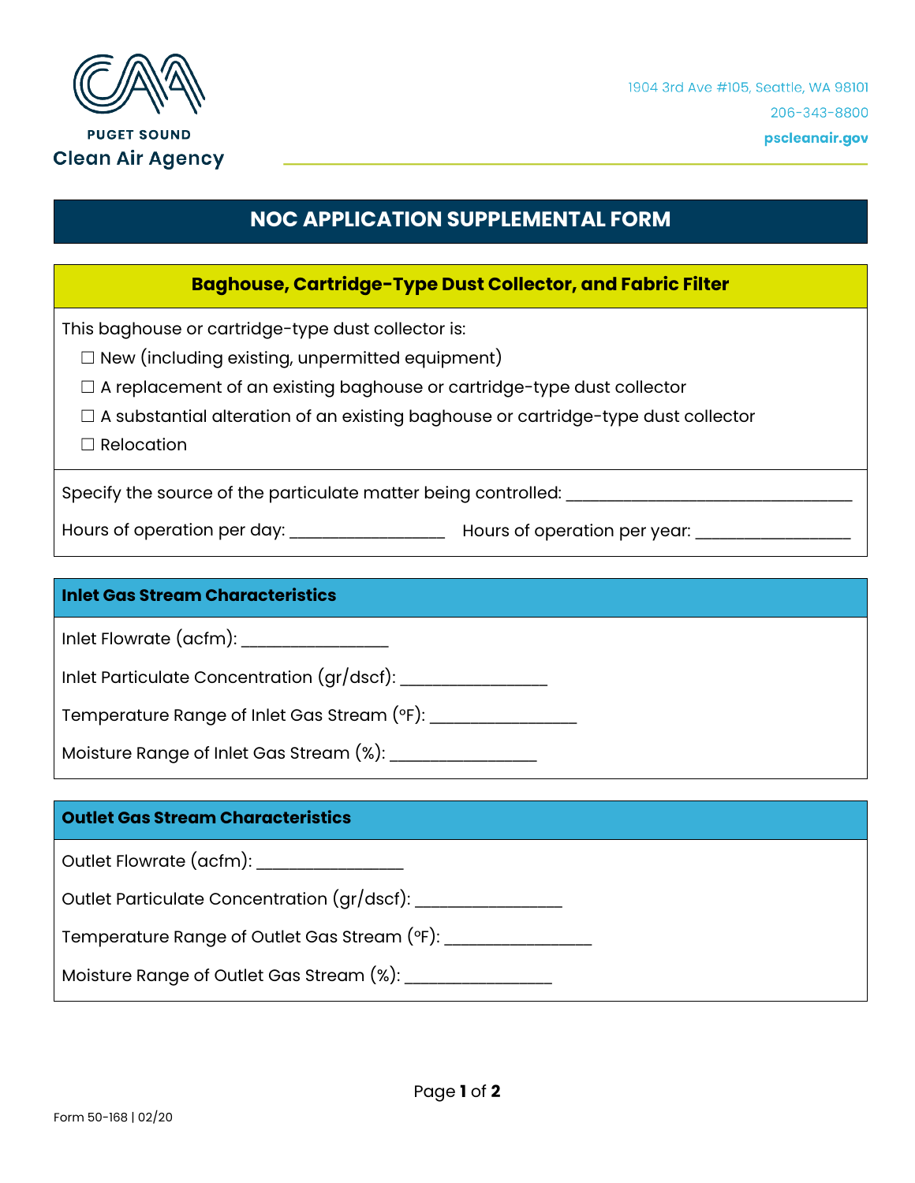PUGET SOUND
Clean Air Agency

1904 3rd Ave #105, Seattle, WA 98101
206-343-8800
pscleanair.gov

# NOC APPLICATION SUPPLEMENTAL FORM

## Baghouse, Cartridge-Type Dust Collector, and Fabric Filter

This baghouse or cartridge-type dust collector is:

- ☐ New (including existing, unpermitted equipment)
- ☐ A replacement of an existing baghouse or cartridge-type dust collector
- ☐ A substantial alteration of an existing baghouse or cartridge-type dust collector
- ☐ Relocation

Specify the source of the particulate matter being controlled: ______________________________

Hours of operation per day: ________________ Hours of operation per year: ________________

### Inlet Gas Stream Characteristics

Inlet Flowrate (acfm): ________________

Inlet Particulate Concentration (gr/dscf): ________________

Temperature Range of Inlet Gas Stream (°F): ________________

Moisture Range of Inlet Gas Stream (%): ________________

### Outlet Gas Stream Characteristics

Outlet Flowrate (acfm): ________________

Outlet Particulate Concentration (gr/dscf): ________________

Temperature Range of Outlet Gas Stream (°F): ________________

Moisture Range of Outlet Gas Stream (%): ________________

Form 50-168 | 02/20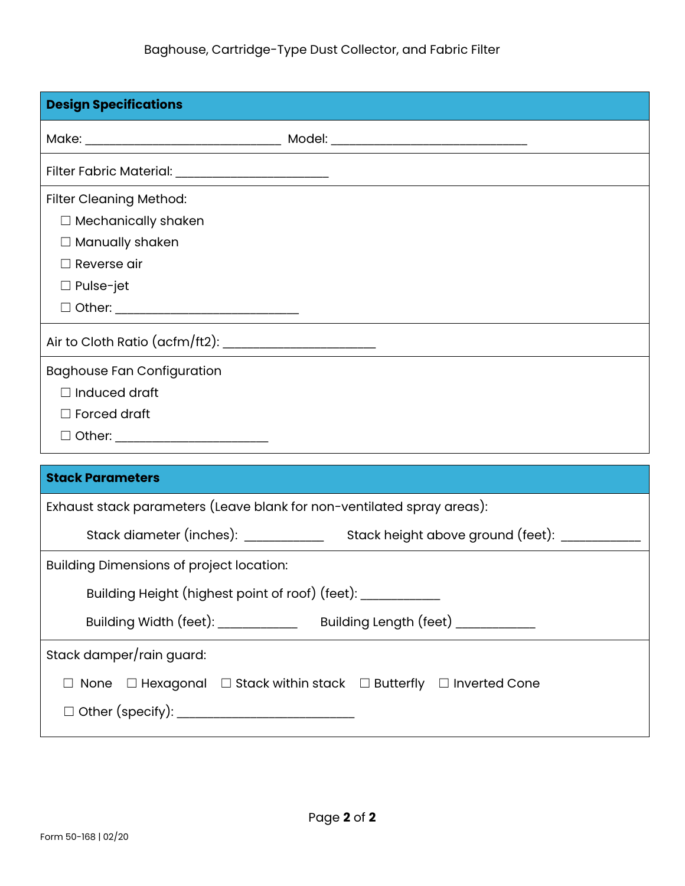Baghouse, Cartridge-Type Dust Collector, and Fabric Filter

## Design Specifications

Make: ______________________________ Model: ______________________________

Filter Fabric Material: ________________________

Filter Cleaning Method:

- ☐ Mechanically shaken
- ☐ Manually shaken
- ☐ Reverse air
- ☐ Pulse-jet
- ☐ Other: _____________________________

Air to Cloth Ratio (acfm/ft2): ________________________

Baghouse Fan Configuration

- ☐ Induced draft
- ☐ Forced draft
- ☐ Other: ________________________

## Stack Parameters

Exhaust stack parameters (Leave blank for non-ventilated spray areas):

Stack diameter (inches): ____________ Stack height above ground (feet): ____________

Building Dimensions of project location:

Building Height (highest point of roof) (feet): ____________

Building Width (feet): ____________ Building Length (feet) ____________

Stack damper/rain guard:

☐ None ☐ Hexagonal ☐ Stack within stack ☐ Butterfly ☐ Inverted Cone

☐ Other (specify): ____________________________

Form 50-168 | 02/20